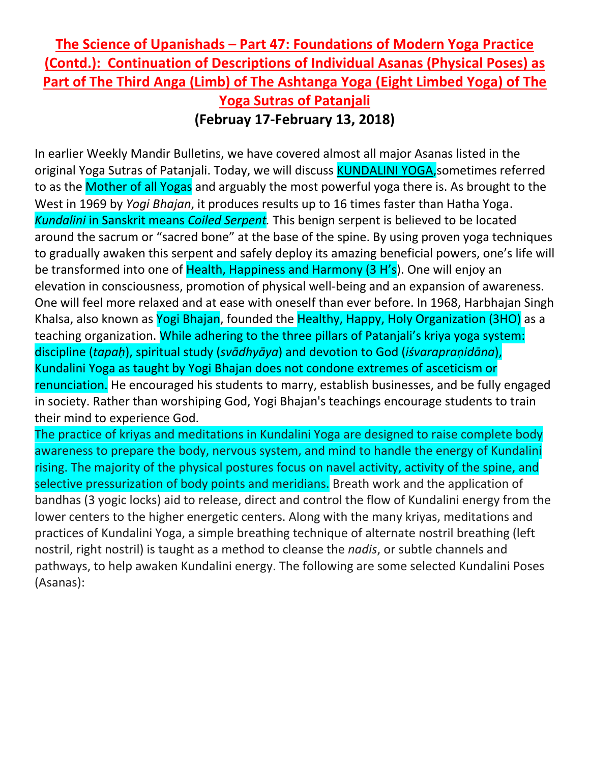# The Science of Upanishads – Part 47: Foundations of Modern Yoga Practice (Contd.): Continuation of Descriptions of Individual Asanas (Physical Poses) as Part of The Third Anga (Limb) of The Ashtanga Yoga (Eight Limbed Yoga) of The Yoga Sutras of Patanjali

**(Februay 17-February 13, 2018)**

In earlier Weekly Mandir Bulletins, we have covered almost all major Asanas listed in the original Yoga Sutras of Patanjali. Today, we will discuss KUNDALINI YOGA,sometimes referred to as the Mother of all Yogas and arguably the most powerful yoga there is. As brought to the West in 1969 by *Yogi Bhajan*, it produces results up to 16 times faster than Hatha Yoga. *Kundalini* in Sanskrit means *Coiled Serpent.* This benign serpent is believed to be located around the sacrum or "sacred bone" at the base of the spine. By using proven yoga techniques to gradually awaken this serpent and safely deploy its amazing beneficial powers, one's life will be transformed into one of Health, Happiness and Harmony (3 H's). One will enjoy an elevation in consciousness, promotion of physical well-being and an expansion of awareness. One will feel more relaxed and at ease with oneself than ever before. In 1968, Harbhajan Singh Khalsa, also known as Yogi Bhajan, founded the Healthy, Happy, Holy Organization (3HO) as a teaching organization. While adhering to the three pillars of Patanjali's kriya yoga system: discipline (*tapaḥ*), spiritual study (*svādhyāya*) and devotion to God (*iśvarapraṇidāna*), Kundalini Yoga as taught by Yogi Bhajan does not condone extremes of asceticism or renunciation. He encouraged his students to marry, establish businesses, and be fully engaged in society. Rather than worshiping God, Yogi Bhajan's teachings encourage students to train their mind to experience God.

The practice of kriyas and meditations in Kundalini Yoga are designed to raise complete body awareness to prepare the body, nervous system, and mind to handle the energy of Kundalini rising. The majority of the physical postures focus on navel activity, activity of the spine, and selective pressurization of body points and meridians. Breath work and the application of bandhas (3 yogic locks) aid to release, direct and control the flow of Kundalini energy from the lower centers to the higher energetic centers. Along with the many kriyas, meditations and practices of Kundalini Yoga, a simple breathing technique of alternate nostril breathing (left nostril, right nostril) is taught as a method to cleanse the *nadis*, or subtle channels and pathways, to help awaken Kundalini energy. The following are some selected Kundalini Poses (Asanas):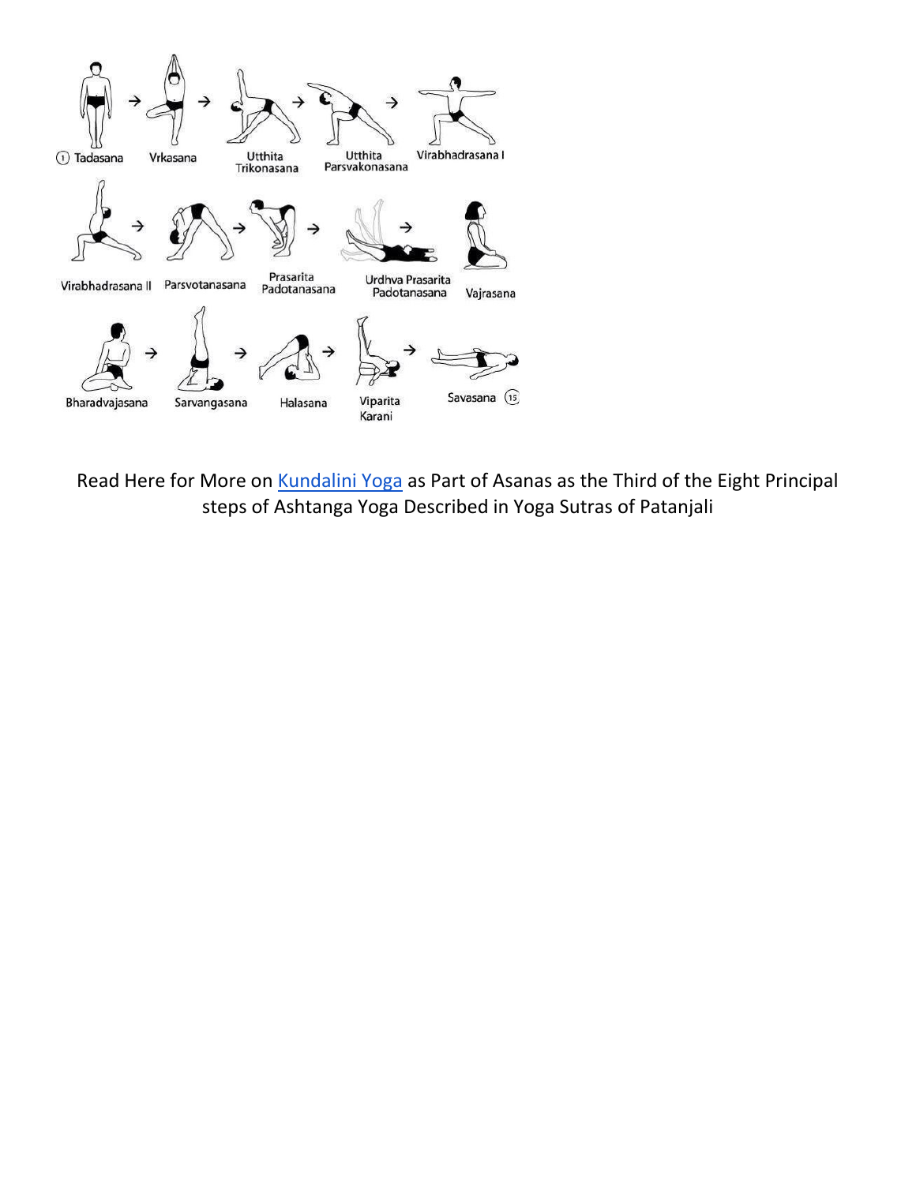1 Tadasana
Vrkasana
Utthita Trikonasana
Utthita Parsvakonasana
Virabhadrasana I
Virabhadrasana II
Parsvotanasana
Prasarita Padotanasana
Urdhva Prasarita Padotanasana
Vajrasana
Bharadvajasana
Sarvangasana
Halasana
Viparita Karani
Savasana 15

Read Here for More on Kundalini Yoga as Part of Asanas as the Third of the Eight Principal steps of Ashtanga Yoga Described in Yoga Sutras of Patanjali